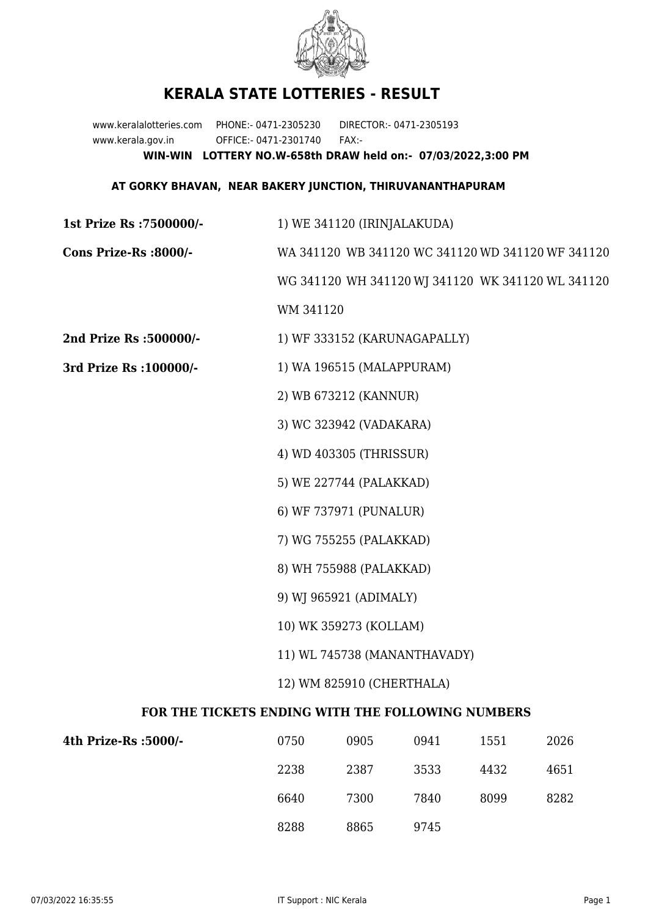# KERALA STATE LOTTERIES - RESULT

www.keralalotteries.com PHONE:- 0471-2305230 DIRECTOR:- 0471-2305193

www.kerala.gov.in OFFICE:- 0471-2301740 FAX:-

**WIN-WIN LOTTERY NO.W-658th DRAW held on:- 07/03/2022,3:00 PM**

**AT GORKY BHAVAN, NEAR BAKERY JUNCTION, THIRUVANANTHAPURAM**

**1st Prize Rs :7500000/-** 1) WE 341120 (IRINJALAKUDA)

**Cons Prize-Rs :8000/-** WA 341120 WB 341120 WC 341120 WD 341120 WF 341120 WG 341120 WH 341120 WJ 341120 WK 341120 WL 341120 WM 341120

**2nd Prize Rs :500000/-** 1) WF 333152 (KARUNAGAPALLY)

**3rd Prize Rs :100000/-**

1) WA 196515 (MALAPPURAM)
2) WB 673212 (KANNUR)
3) WC 323942 (VADAKARA)
4) WD 403305 (THRISSUR)
5) WE 227744 (PALAKKAD)
6) WF 737971 (PUNALUR)
7) WG 755255 (PALAKKAD)
8) WH 755988 (PALAKKAD)
9) WJ 965921 (ADIMALY)
10) WK 359273 (KOLLAM)
11) WL 745738 (MANANTHAVADY)
12) WM 825910 (CHERTHALA)

**FOR THE TICKETS ENDING WITH THE FOLLOWING NUMBERS**

**4th Prize-Rs :5000/-**

| | | | | |
|---|---|---|---|---|
| 0750 | 0905 | 0941 | 1551 | 2026 |
| 2238 | 2387 | 3533 | 4432 | 4651 |
| 6640 | 7300 | 7840 | 8099 | 8282 |
| 8288 | 8865 | 9745 | | |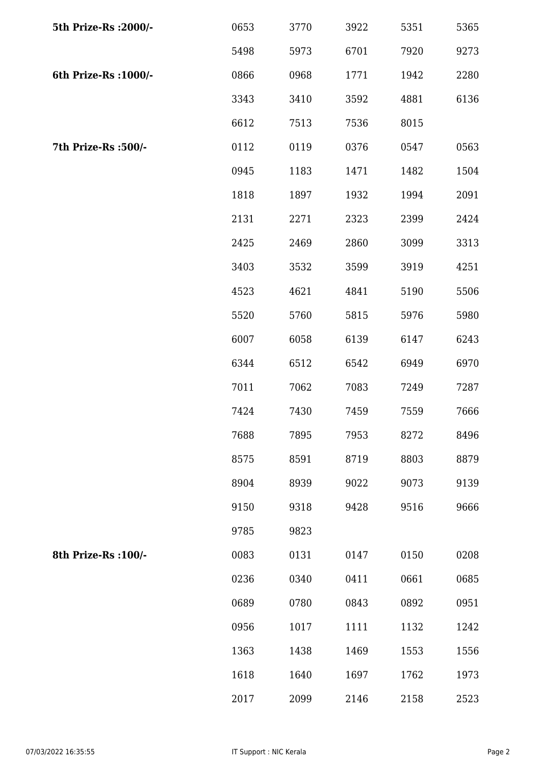| | | | | | |
|---|---|---|---|---|---|
| **5th Prize-Rs :2000/-** | 0653 | 3770 | 3922 | 5351 | 5365 |
| | 5498 | 5973 | 6701 | 7920 | 9273 |
| **6th Prize-Rs :1000/-** | 0866 | 0968 | 1771 | 1942 | 2280 |
| | 3343 | 3410 | 3592 | 4881 | 6136 |
| | 6612 | 7513 | 7536 | 8015 | |
| **7th Prize-Rs :500/-** | 0112 | 0119 | 0376 | 0547 | 0563 |
| | 0945 | 1183 | 1471 | 1482 | 1504 |
| | 1818 | 1897 | 1932 | 1994 | 2091 |
| | 2131 | 2271 | 2323 | 2399 | 2424 |
| | 2425 | 2469 | 2860 | 3099 | 3313 |
| | 3403 | 3532 | 3599 | 3919 | 4251 |
| | 4523 | 4621 | 4841 | 5190 | 5506 |
| | 5520 | 5760 | 5815 | 5976 | 5980 |
| | 6007 | 6058 | 6139 | 6147 | 6243 |
| | 6344 | 6512 | 6542 | 6949 | 6970 |
| | 7011 | 7062 | 7083 | 7249 | 7287 |
| | 7424 | 7430 | 7459 | 7559 | 7666 |
| | 7688 | 7895 | 7953 | 8272 | 8496 |
| | 8575 | 8591 | 8719 | 8803 | 8879 |
| | 8904 | 8939 | 9022 | 9073 | 9139 |
| | 9150 | 9318 | 9428 | 9516 | 9666 |
| | 9785 | 9823 | | | |
| **8th Prize-Rs :100/-** | 0083 | 0131 | 0147 | 0150 | 0208 |
| | 0236 | 0340 | 0411 | 0661 | 0685 |
| | 0689 | 0780 | 0843 | 0892 | 0951 |
| | 0956 | 1017 | 1111 | 1132 | 1242 |
| | 1363 | 1438 | 1469 | 1553 | 1556 |
| | 1618 | 1640 | 1697 | 1762 | 1973 |
| | 2017 | 2099 | 2146 | 2158 | 2523 |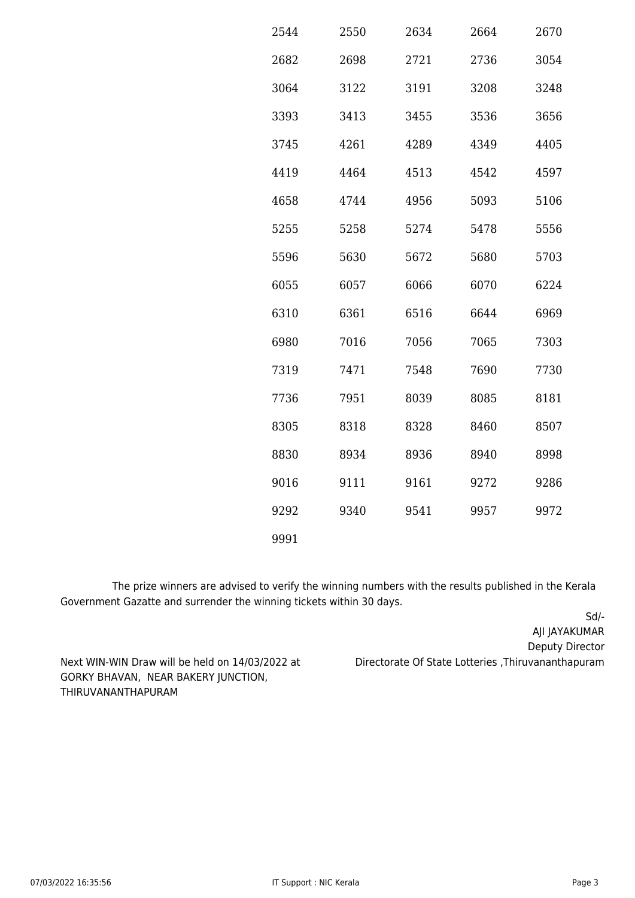| | | | | |
|---|---|---|---|---|
| 2544 | 2550 | 2634 | 2664 | 2670 |
| 2682 | 2698 | 2721 | 2736 | 3054 |
| 3064 | 3122 | 3191 | 3208 | 3248 |
| 3393 | 3413 | 3455 | 3536 | 3656 |
| 3745 | 4261 | 4289 | 4349 | 4405 |
| 4419 | 4464 | 4513 | 4542 | 4597 |
| 4658 | 4744 | 4956 | 5093 | 5106 |
| 5255 | 5258 | 5274 | 5478 | 5556 |
| 5596 | 5630 | 5672 | 5680 | 5703 |
| 6055 | 6057 | 6066 | 6070 | 6224 |
| 6310 | 6361 | 6516 | 6644 | 6969 |
| 6980 | 7016 | 7056 | 7065 | 7303 |
| 7319 | 7471 | 7548 | 7690 | 7730 |
| 7736 | 7951 | 8039 | 8085 | 8181 |
| 8305 | 8318 | 8328 | 8460 | 8507 |
| 8830 | 8934 | 8936 | 8940 | 8998 |
| 9016 | 9111 | 9161 | 9272 | 9286 |
| 9292 | 9340 | 9541 | 9957 | 9972 |
| 9991 | | | | |

The prize winners are advised to verify the winning numbers with the results published in the Kerala Government Gazatte and surrender the winning tickets within 30 days.

Sd/-
AJI JAYAKUMAR
Deputy Director
Directorate Of State Lotteries ,Thiruvananthapuram

Next WIN-WIN Draw will be held on 14/03/2022 at GORKY BHAVAN, NEAR BAKERY JUNCTION, THIRUVANANTHAPURAM

07/03/2022 16:35:56

IT Support : NIC Kerala